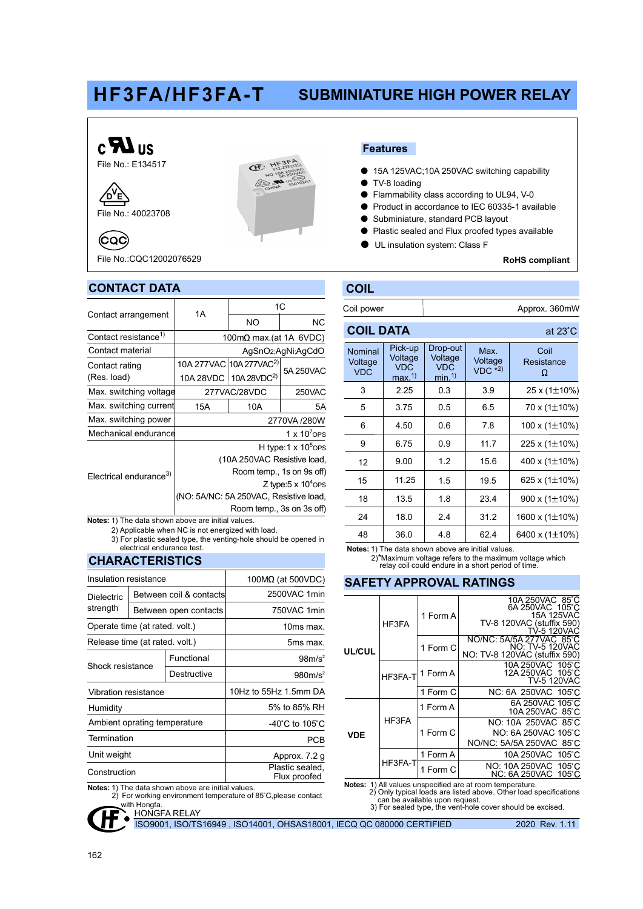# HF3FA/HF3FA-T SUBMINIATURE HIGH POWER RELAY

c UL us
File No.: E134517

VDE
File No.: 40023708

CQC
File No.:CQC12002076529

## Features

- 15A 125VAC;10A 250VAC switching capability
- TV-8 loading
- Flammability class according to UL94, V-0
- Product in accordance to IEC 60335-1 available
- Subminiature, standard PCB layout
- Plastic sealed and Flux proofed types available
- UL insulation system: Class F

**RoHS compliant**

## CONTACT DATA

| Contact arrangement | 1A | 1C | |
|---|---|---|---|
| | | NO | NC |
| Contact resistance[1)] | 100mΩ max.(at 1A 6VDC) | | |
| Contact material | AgSnO2;AgNi;AgCdO | | |
| Contact rating (Res. load) | 10A 277VAC 10A 28VDC | 10A 277VAC[2)] 10A 28VDC[2)] | 5A 250VAC |
| Max. switching voltage | 277VAC/28VDC | | 250VAC |
| Max. switching current | 15A | 10A | 5A |
| Max. switching power | 2770VA /280W | | |
| Mechanical endurance | $1 \times 10^7$ OPS | | |
| Electrical endurance[3)] | H type: $1 \times 10^5$ OPS (10A 250VAC Resistive load, Room temp., 1s on 9s off) Z type: $5 \times 10^4$ OPS (NO: 5A/NC: 5A 250VAC, Resistive load, Room temp., 3s on 3s off) | | |

**Notes:** 1) The data shown above are initial values.
2) Applicable when NC is not energized with load.
3) For plastic sealed type, the venting-hole should be opened in electrical endurance test.

## CHARACTERISTICS

| Insulation resistance | | 100MΩ (at 500VDC) |
|---|---|---|
| Dielectric strength | Between coil & contacts | 2500VAC 1min |
| | Between open contacts | 750VAC 1min |
| Operate time (at rated. volt.) | | 10ms max. |
| Release time (at rated. volt.) | | 5ms max. |
| Shock resistance | Functional | 98m/s² |
| | Destructive | 980m/s² |
| Vibration resistance | | 10Hz to 55Hz 1.5mm DA |
| Humidity | | 5% to 85% RH |
| Ambient oprating temperature | | -40°C to 105°C |
| Termination | | PCB |
| Unit weight | | Approx. 7.2 g |
| Construction | | Plastic sealed, Flux proofed |

**Notes:** 1) The data shown above are initial values.
2) For working environment temperature of 85°C,please contact with Hongfa.

## COIL

| Coil power | Approx. 360mW |
|---|---|

## COIL DATA

at 23°C

| Nominal Voltage VDC | Pick-up Voltage VDC max.[1)] | Drop-out Voltage VDC min.[1)] | Max. Voltage VDC *2) | Coil Resistance Ω |
|---|---|---|---|---|
| 3 | 2.25 | 0.3 | 3.9 | 25 x (1±10%) |
| 5 | 3.75 | 0.5 | 6.5 | 70 x (1±10%) |
| 6 | 4.50 | 0.6 | 7.8 | 100 x (1±10%) |
| 9 | 6.75 | 0.9 | 11.7 | 225 x (1±10%) |
| 12 | 9.00 | 1.2 | 15.6 | 400 x (1±10%) |
| 15 | 11.25 | 1.5 | 19.5 | 625 x (1±10%) |
| 18 | 13.5 | 1.8 | 23.4 | 900 x (1±10%) |
| 24 | 18.0 | 2.4 | 31.2 | 1600 x (1±10%) |
| 48 | 36.0 | 4.8 | 62.4 | 6400 x (1±10%) |

**Notes:** 1) The data shown above are initial values.
2)*Maximum voltage refers to the maximum voltage which relay coil could endure in a short period of time.

## SAFETY APPROVAL RATINGS

| UL/CUL | HF3FA | 1 Form A | 10A 250VAC 85°C 6A 250VAC 105°C 15A 125VAC TV-8 120VAC (stuffix 590) TV-5 120VAC |
|---|---|---|---|
| | | 1 Form C | NO/NC: 5A/5A 277VAC 85°C NO: TV-5 120VAC NO: TV-8 120VAC (stuffix 590) |
| | HF3FA-T | 1 Form A | 10A 250VAC 105°C 12A 250VAC 105°C TV-5 120VAC |
| | | 1 Form C | NC: 6A 250VAC 105°C |
| VDE | HF3FA | 1 Form A | 6A 250VAC 105°C 10A 250VAC 85°C |
| | | 1 Form C | NO: 10A 250VAC 85°C NO: 6A 250VAC 105°C NO/NC: 5A/5A 250VAC 85°C |
| | HF3FA-T | 1 Form A | 10A 250VAC 105°C |
| | | 1 Form C | NO: 10A 250VAC 105°C NC: 6A 250VAC 105°C |

**Notes:** 1) All values unspecified are at room temperature.
2) Only typical loads are listed above. Other load specifications can be available upon request.
3) For sealed type, the vent-hole cover should be excised.

HONGFA RELAY
ISO9001, ISO/TS16949 , ISO14001, OHSAS18001, IECQ QC 080000 CERTIFIED
2020 Rev. 1.11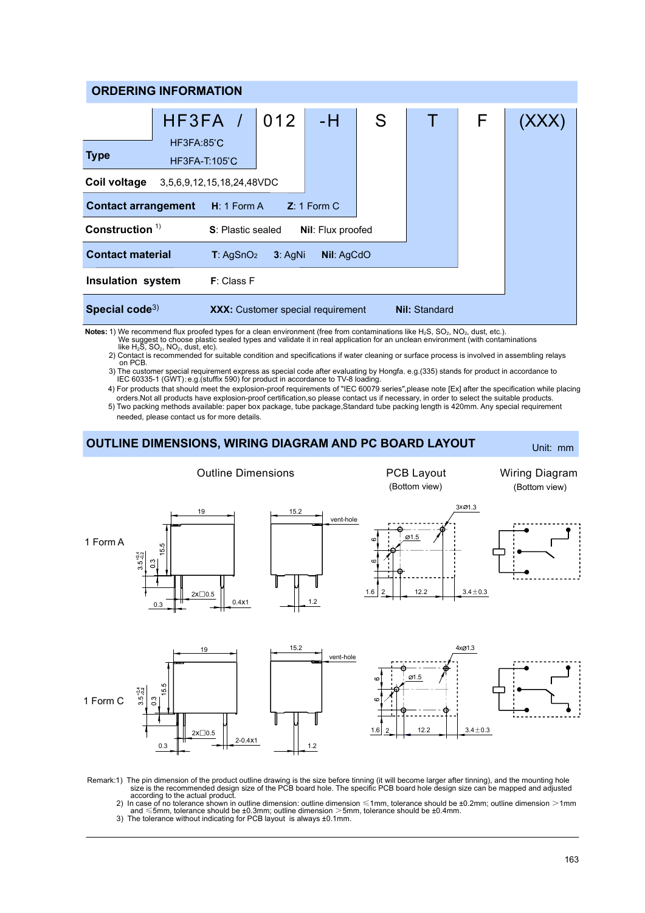## ORDERING INFORMATION

HF3FA / 012 -H S T F (XXX)

| Field | Options |
|---|---|
| **Type** | HF3FA:85°C; HF3FA-T:105°C |
| **Coil voltage** | 3,5,6,9,12,15,18,24,48VDC |
| **Contact arrangement** | **H**: 1 Form A  **Z**: 1 Form C |
| **Construction** [1] | **S**: Plastic sealed  **Nil**: Flux proofed |
| **Contact material** | **T**: $AgSnO_2$  **3**: AgNi  **Nil**: AgCdO |
| **Insulation system** | **F**: Class F |
| **Special code**[3] | **XXX:** Customer special requirement  **Nil:** Standard |

**Notes:** 1) We recommend flux proofed types for a clean environment (free from contaminations like $H_2S$, $SO_2$, $NO_2$, dust, etc.). We suggest to choose plastic sealed types and validate it in real application for an unclean environment (with contaminations like $H_2S$, $SO_2$, $NO_2$, dust, etc).

2) Contact is recommended for suitable condition and specifications if water cleaning or surface process is involved in assembling relays on PCB.

3) The customer special requirement express as special code after evaluating by Hongfa. e.g.(335) stands for product in accordance to IEC 60335-1 (GWT); e.g.(stuffix 590) for product in accordance to TV-8 loading.

4) For products that should meet the explosion-proof requirements of "IEC 60079 series",please note [Ex] after the specification while placing orders.Not all products have explosion-proof certification,so please contact us if necessary, in order to select the suitable products.

5) Two packing methods available: paper box package, tube package,Standard tube packing length is 420mm. Any special requirement needed, please contact us for more details.

## OUTLINE DIMENSIONS, WIRING DIAGRAM AND PC BOARD LAYOUT

Unit: mm

Outline Dimensions | PCB Layout (Bottom view) | Wiring Diagram (Bottom view)

1 Form A

19; 15.2; vent-hole; 15.5; 0.3; $3.5^{+0.4}_{-0.2}$; 2x□0.5; 0.4x1; 0.3; 1.2; 3xØ1.3; Ø1.5; 6; 6; 1.6; 2; 12.2; 3.4±0.3

1 Form C

19; 15.2; vent-hole; 15.5; 0.3; $3.5^{+0.4}_{-0.2}$; 2x□0.5; 2-0.4x1; 0.3; 1.2; 4xØ1.3; Ø1.5; 6; 6; 1.6; 2; 12.2; 3.4±0.3

Remark:1) The pin dimension of the product outline drawing is the size before tinning (it will become larger after tinning), and the mounting hole size is the recommended design size of the PCB board hole. The specific PCB board hole design size can be mapped and adjusted according to the actual product.

2) In case of no tolerance shown in outline dimension: outline dimension ≤1mm, tolerance should be ±0.2mm; outline dimension >1mm and ≤5mm, tolerance should be ±0.3mm; outline dimension >5mm, tolerance should be ±0.4mm.

3) The tolerance without indicating for PCB layout is always ±0.1mm.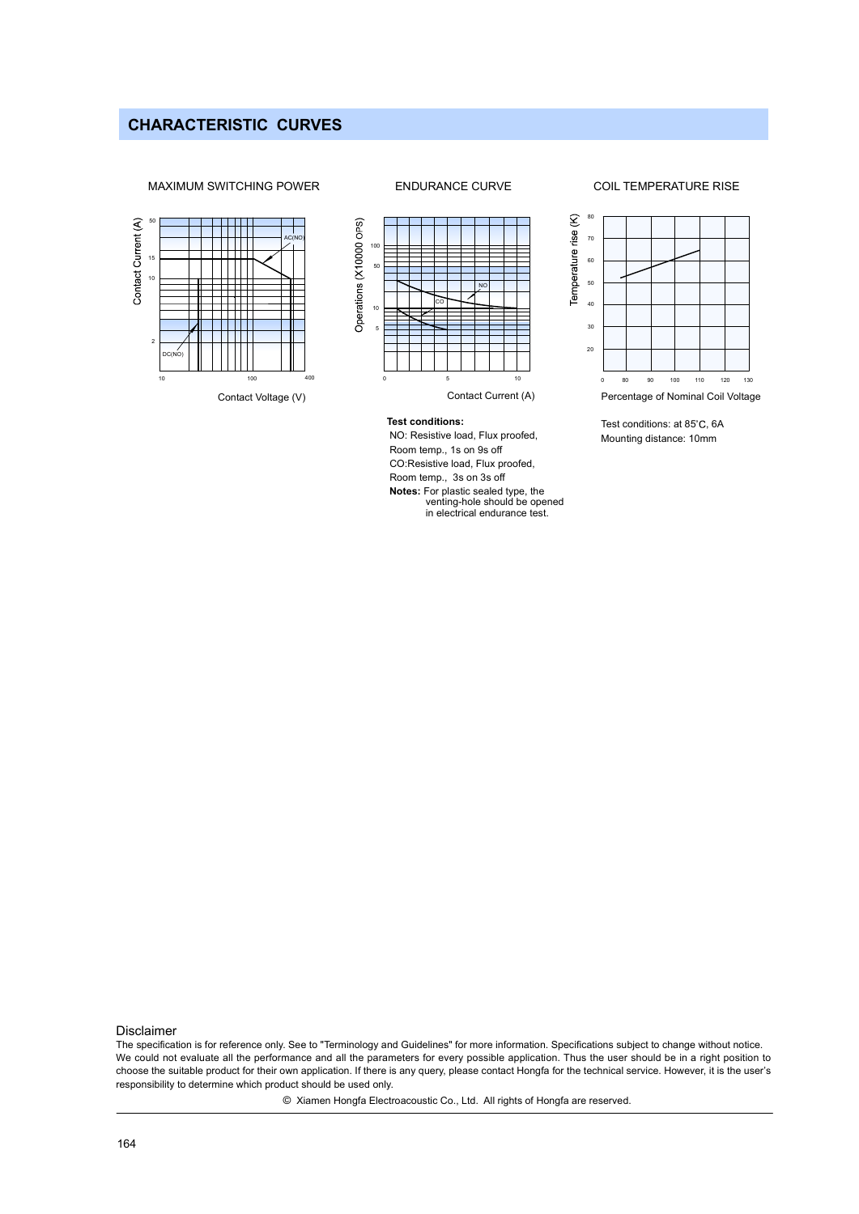## CHARACTERISTIC CURVES

MAXIMUM SWITCHING POWER

Contact Current (A)

50
15
10
2

AC(NO)

DC(NO)

10
100
400

Contact Voltage (V)

ENDURANCE CURVE

Operations (X10000 OPS)

100
50
10
5

NO

CO

0
5
10

Contact Current (A)

**Test conditions:**
NO: Resistive load, Flux proofed, Room temp., 1s on 9s off
CO:Resistive load, Flux proofed, Room temp., 3s on 3s off
**Notes:** For plastic sealed type, the venting-hole should be opened in electrical endurance test.

COIL TEMPERATURE RISE

Temperature rise (K)

80
70
60
50
40
30
20

0
80
90
100
110
120
130

Percentage of Nominal Coil Voltage

Test conditions: at 85°C, 6A
Mounting distance: 10mm

Disclaimer

The specification is for reference only. See to "Terminology and Guidelines" for more information. Specifications subject to change without notice. We could not evaluate all the performance and all the parameters for every possible application. Thus the user should be in a right position to choose the suitable product for their own application. If there is any query, please contact Hongfa for the technical service. However, it is the user's responsibility to determine which product should be used only.

© Xiamen Hongfa Electroacoustic Co., Ltd. All rights of Hongfa are reserved.